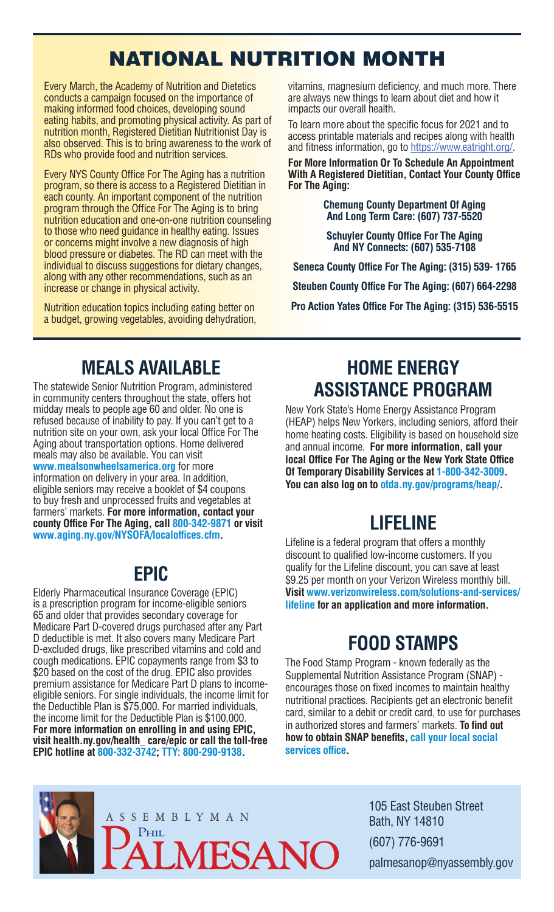# NATIONAL NUTRITION MONTH

Every March, the Academy of Nutrition and Dietetics conducts a campaign focused on the importance of making informed food choices, developing sound eating habits, and promoting physical activity. As part of nutrition month, Registered Dietitian Nutritionist Day is also observed. This is to bring awareness to the work of RDs who provide food and nutrition services.

Every NYS County Office For The Aging has a nutrition program, so there is access to a Registered Dietitian in each county. An important component of the nutrition program through the Office For The Aging is to bring nutrition education and one-on-one nutrition counseling to those who need guidance in healthy eating. Issues or concerns might involve a new diagnosis of high blood pressure or diabetes. The RD can meet with the individual to discuss suggestions for dietary changes, along with any other recommendations, such as an increase or change in physical activity.

Nutrition education topics including eating better on a budget, growing vegetables, avoiding dehydration, vitamins, magnesium deficiency, and much more. There are always new things to learn about diet and how it impacts our overall health.

To learn more about the specific focus for 2021 and to access printable materials and recipes along with health and fitness information, go to https://www.eatright.org/.

**For More Information Or To Schedule An Appointment With A Registered Dietitian, Contact Your County Office For The Aging:**

**Chemung County Department Of Aging And Long Term Care: (607) 737-5520**

**Schuyler County Office For The Aging And NY Connects: (607) 535-7108**

**Seneca County Office For The Aging: (315) 539- 1765**

**Steuben County Office For The Aging: (607) 664-2298**

**Pro Action Yates Office For The Aging: (315) 536-5515**

## MEALS AVAILABLE

The statewide Senior Nutrition Program, administered in community centers throughout the state, offers hot midday meals to people age 60 and older. No one is refused because of inability to pay. If you can't get to a nutrition site on your own, ask your local Office For The Aging about transportation options. Home delivered meals may also be available. You can visit **www.mealsonwheelsamerica.org** for more information on delivery in your area. In addition, eligible seniors may receive a booklet of $4 coupons to buy fresh and unprocessed fruits and vegetables at farmers' markets. **For more information, contact your county Office For The Aging, call 800-342-9871 or visit www.aging.ny.gov/NYSOFA/localoffices.cfm.**

## EPIC

Elderly Pharmaceutical Insurance Coverage (EPIC) is a prescription program for income-eligible seniors 65 and older that provides secondary coverage for Medicare Part D-covered drugs purchased after any Part D deductible is met. It also covers many Medicare Part D-excluded drugs, like prescribed vitamins and cold and cough medications. EPIC copayments range from $3 to $20 based on the cost of the drug. EPIC also provides premium assistance for Medicare Part D plans to income-eligible seniors. For single individuals, the income limit for the Deductible Plan is $75,000. For married individuals, the income limit for the Deductible Plan is $100,000. **For more information on enrolling in and using EPIC, visit health.ny.gov/health_ care/epic or call the toll-free EPIC hotline at 800-332-3742; TTY: 800-290-9138.**

## HOME ENERGY ASSISTANCE PROGRAM

New York State's Home Energy Assistance Program (HEAP) helps New Yorkers, including seniors, afford their home heating costs. Eligibility is based on household size and annual income. **For more information, call your local Office For The Aging or the New York State Office Of Temporary Disability Services at 1-800-342-3009. You can also log on to otda.ny.gov/programs/heap/.**

## LIFELINE

Lifeline is a federal program that offers a monthly discount to qualified low-income customers. If you qualify for the Lifeline discount, you can save at least $9.25 per month on your Verizon Wireless monthly bill. **Visit www.verizonwireless.com/solutions-and-services/lifeline for an application and more information.**

## FOOD STAMPS

The Food Stamp Program - known federally as the Supplemental Nutrition Assistance Program (SNAP) - encourages those on fixed incomes to maintain healthy nutritional practices. Recipients get an electronic benefit card, similar to a debit or credit card, to use for purchases in authorized stores and farmers' markets. **To find out how to obtain SNAP benefits, call your local social services office.**

ASSEMBLYMAN PHIL PALMESANO

105 East Steuben Street
Bath, NY 14810
(607) 776-9691
palmesanop@nyassembly.gov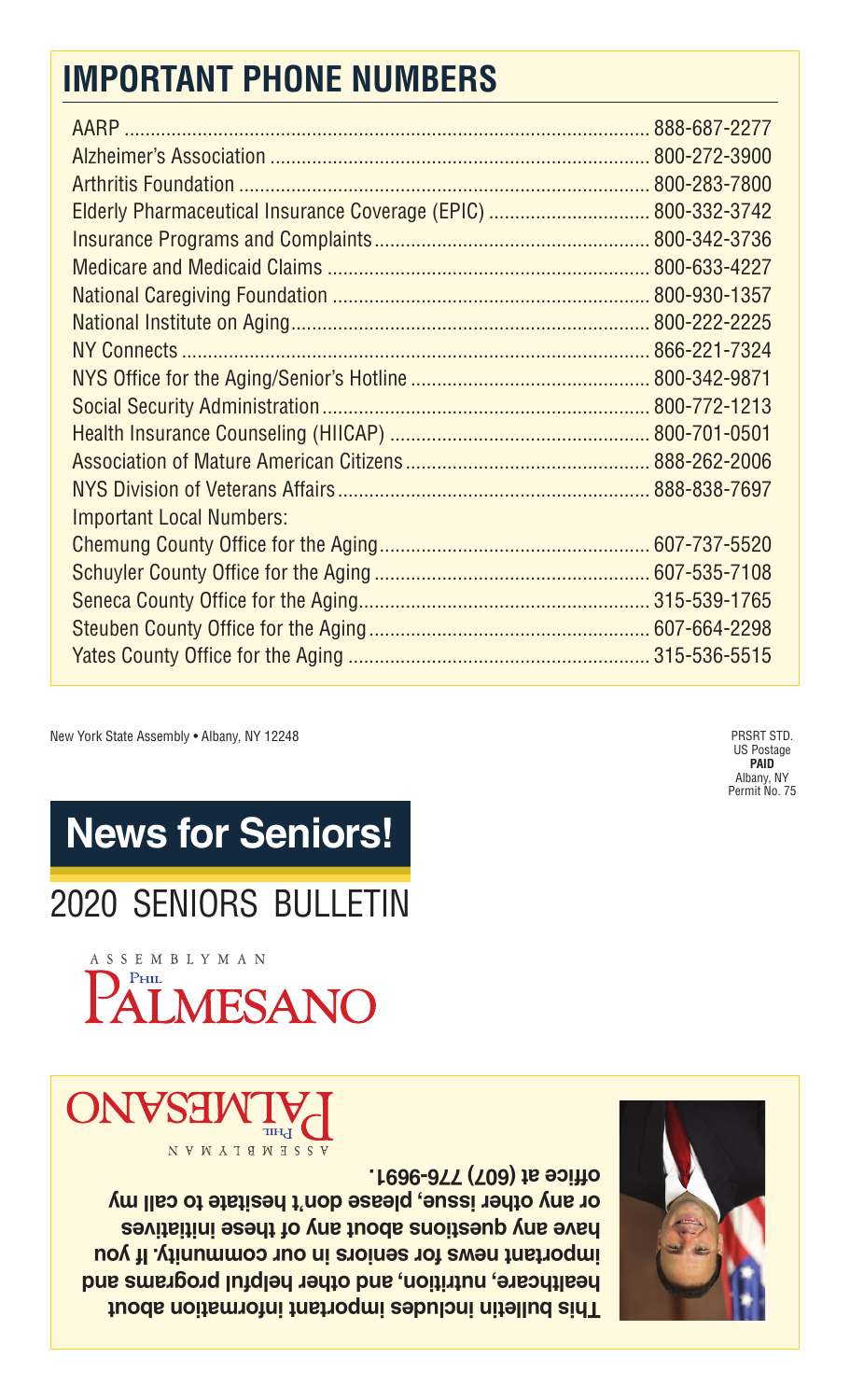## IMPORTANT PHONE NUMBERS

| | |
|---|---|
| AARP | 888-687-2277 |
| Alzheimer's Association | 800-272-3900 |
| Arthritis Foundation | 800-283-7800 |
| Elderly Pharmaceutical Insurance Coverage (EPIC) | 800-332-3742 |
| Insurance Programs and Complaints | 800-342-3736 |
| Medicare and Medicaid Claims | 800-633-4227 |
| National Caregiving Foundation | 800-930-1357 |
| National Institute on Aging | 800-222-2225 |
| NY Connects | 866-221-7324 |
| NYS Office for the Aging/Senior's Hotline | 800-342-9871 |
| Social Security Administration | 800-772-1213 |
| Health Insurance Counseling (HIICAP) | 800-701-0501 |
| Association of Mature American Citizens | 888-262-2006 |
| NYS Division of Veterans Affairs | 888-838-7697 |
| Important Local Numbers: | |
| Chemung County Office for the Aging | 607-737-5520 |
| Schuyler County Office for the Aging | 607-535-7108 |
| Seneca County Office for the Aging | 315-539-1765 |
| Steuben County Office for the Aging | 607-664-2298 |
| Yates County Office for the Aging | 315-536-5515 |

New York State Assembly • Albany, NY 12248

PRSRT STD.
US Postage
**PAID**
Albany, NY
Permit No. 75

# News for Seniors!

## 2020 SENIORS BULLETIN

ASSEMBLYMAN
PHIL
PALMESANO

**This bulletin includes important information about healthcare, nutrition, and other helpful programs and important news for seniors in our community. If you have any questions about any of these initiatives or any other issue, please don't hesitate to call my office at (607) 776-9691.**

ASSEMBLYMAN
PHIL
PALMESANO